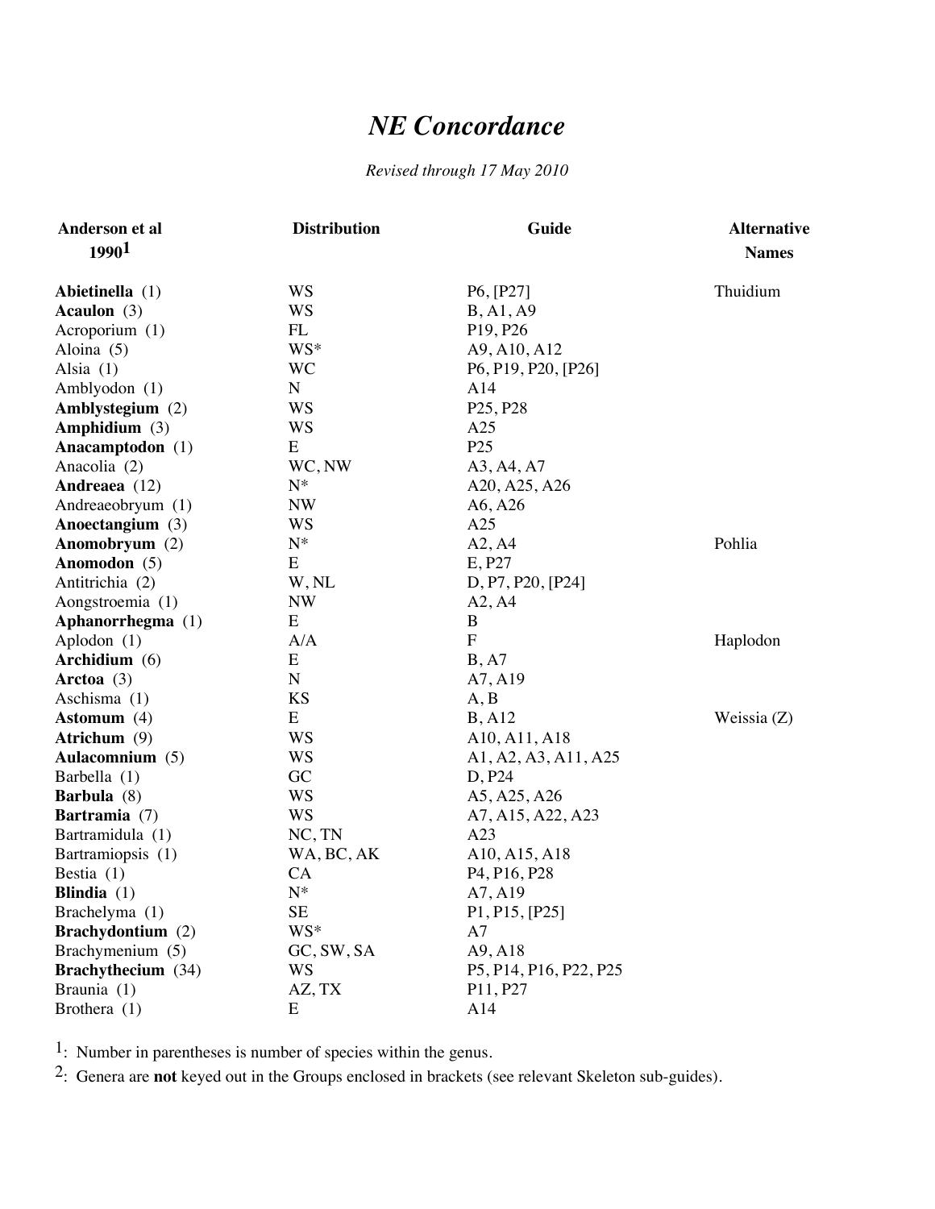# *NE Concordance*

*Revised through 17 May 2010*

| Anderson et al 1990[1] | Distribution | Guide | Alternative Names |
|---|---|---|---|
| **Abietinella** (1) | WS | P6, [P27] | Thuidium |
| **Acaulon** (3) | WS | B, A1, A9 | |
| Acroporium (1) | FL | P19, P26 | |
| Aloina (5) | WS* | A9, A10, A12 | |
| Alsia (1) | WC | P6, P19, P20, [P26] | |
| Amblyodon (1) | N | A14 | |
| **Amblystegium** (2) | WS | P25, P28 | |
| **Amphidium** (3) | WS | A25 | |
| **Anacamptodon** (1) | E | P25 | |
| Anacolia (2) | WC, NW | A3, A4, A7 | |
| **Andreaea** (12) | N* | A20, A25, A26 | |
| Andreaeobryum (1) | NW | A6, A26 | |
| **Anoectangium** (3) | WS | A25 | |
| **Anomobryum** (2) | N* | A2, A4 | Pohlia |
| **Anomodon** (5) | E | E, P27 | |
| Antitrichia (2) | W, NL | D, P7, P20, [P24] | |
| Aongstroemia (1) | NW | A2, A4 | |
| **Aphanorrhegma** (1) | E | B | |
| Aplodon (1) | A/A | F | Haplodon |
| **Archidium** (6) | E | B, A7 | |
| **Arctoa** (3) | N | A7, A19 | |
| Aschisma (1) | KS | A, B | |
| **Astomum** (4) | E | B, A12 | Weissia (Z) |
| **Atrichum** (9) | WS | A10, A11, A18 | |
| **Aulacomnium** (5) | WS | A1, A2, A3, A11, A25 | |
| Barbella (1) | GC | D, P24 | |
| **Barbula** (8) | WS | A5, A25, A26 | |
| **Bartramia** (7) | WS | A7, A15, A22, A23 | |
| Bartramidula (1) | NC, TN | A23 | |
| Bartramiopsis (1) | WA, BC, AK | A10, A15, A18 | |
| Bestia (1) | CA | P4, P16, P28 | |
| **Blindia** (1) | N* | A7, A19 | |
| Brachelyma (1) | SE | P1, P15, [P25] | |
| **Brachydontium** (2) | WS* | A7 | |
| Brachymenium (5) | GC, SW, SA | A9, A18 | |
| **Brachythecium** (34) | WS | P5, P14, P16, P22, P25 | |
| Braunia (1) | AZ, TX | P11, P27 | |
| Brothera (1) | E | A14 | |

[1]: Number in parentheses is number of species within the genus.

[2]: Genera are **not** keyed out in the Groups enclosed in brackets (see relevant Skeleton sub-guides).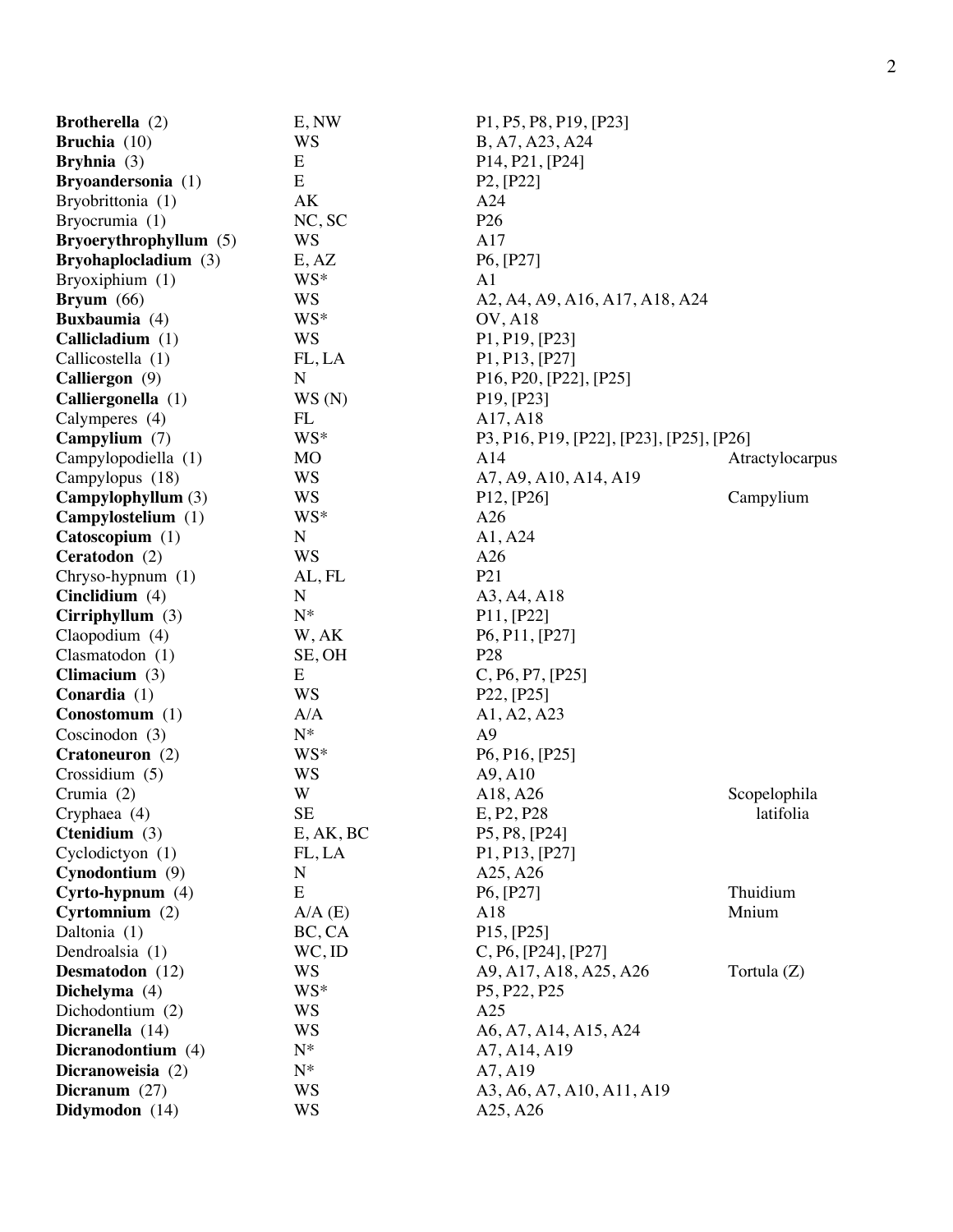| | | | |
|---|---|---|---|
| **Brotherella** (2) | E, NW | P1, P5, P8, P19, [P23] | |
| **Bruchia** (10) | WS | B, A7, A23, A24 | |
| **Bryhnia** (3) | E | P14, P21, [P24] | |
| **Bryoandersonia** (1) | E | P2, [P22] | |
| Bryobrittonia (1) | AK | A24 | |
| Bryocrumia (1) | NC, SC | P26 | |
| **Bryoerythrophyllum** (5) | WS | A17 | |
| **Bryohaplocladium** (3) | E, AZ | P6, [P27] | |
| Bryoxiphium (1) | WS* | A1 | |
| **Bryum** (66) | WS | A2, A4, A9, A16, A17, A18, A24 | |
| **Buxbaumia** (4) | WS* | OV, A18 | |
| **Callicladium** (1) | WS | P1, P19, [P23] | |
| Callicostella (1) | FL, LA | P1, P13, [P27] | |
| **Calliergon** (9) | N | P16, P20, [P22], [P25] | |
| **Calliergonella** (1) | WS (N) | P19, [P23] | |
| Calymperes (4) | FL | A17, A18 | |
| **Campylium** (7) | WS* | P3, P16, P19, [P22], [P23], [P25], [P26] | |
| Campylopodiella (1) | MO | A14 | Atractylocarpus |
| Campylopus (18) | WS | A7, A9, A10, A14, A19 | |
| **Campylophyllum** (3) | WS | P12, [P26] | Campylium |
| **Campylostelium** (1) | WS* | A26 | |
| **Catoscopium** (1) | N | A1, A24 | |
| **Ceratodon** (2) | WS | A26 | |
| Chryso-hypnum (1) | AL, FL | P21 | |
| **Cinclidium** (4) | N | A3, A4, A18 | |
| **Cirriphyllum** (3) | N* | P11, [P22] | |
| Claopodium (4) | W, AK | P6, P11, [P27] | |
| Clasmatodon (1) | SE, OH | P28 | |
| **Climacium** (3) | E | C, P6, P7, [P25] | |
| **Conardia** (1) | WS | P22, [P25] | |
| **Conostomum** (1) | A/A | A1, A2, A23 | |
| Coscinodon (3) | N* | A9 | |
| **Cratoneuron** (2) | WS* | P6, P16, [P25] | |
| Crossidium (5) | WS | A9, A10 | |
| Crumia (2) | W | A18, A26 | Scopelophila latifolia |
| Cryphaea (4) | SE | E, P2, P28 | |
| **Ctenidium** (3) | E, AK, BC | P5, P8, [P24] | |
| Cyclodictyon (1) | FL, LA | P1, P13, [P27] | |
| **Cynodontium** (9) | N | A25, A26 | |
| **Cyrto-hypnum** (4) | E | P6, [P27] | Thuidium |
| **Cyrtomnium** (2) | A/A (E) | A18 | Mnium |
| Daltonia (1) | BC, CA | P15, [P25] | |
| Dendroalsia (1) | WC, ID | C, P6, [P24], [P27] | |
| **Desmatodon** (12) | WS | A9, A17, A18, A25, A26 | Tortula (Z) |
| **Dichelyma** (4) | WS* | P5, P22, P25 | |
| Dichodontium (2) | WS | A25 | |
| **Dicranella** (14) | WS | A6, A7, A14, A15, A24 | |
| **Dicranodontium** (4) | N* | A7, A14, A19 | |
| **Dicranoweisia** (2) | N* | A7, A19 | |
| **Dicranum** (27) | WS | A3, A6, A7, A10, A11, A19 | |
| **Didymodon** (14) | WS | A25, A26 | |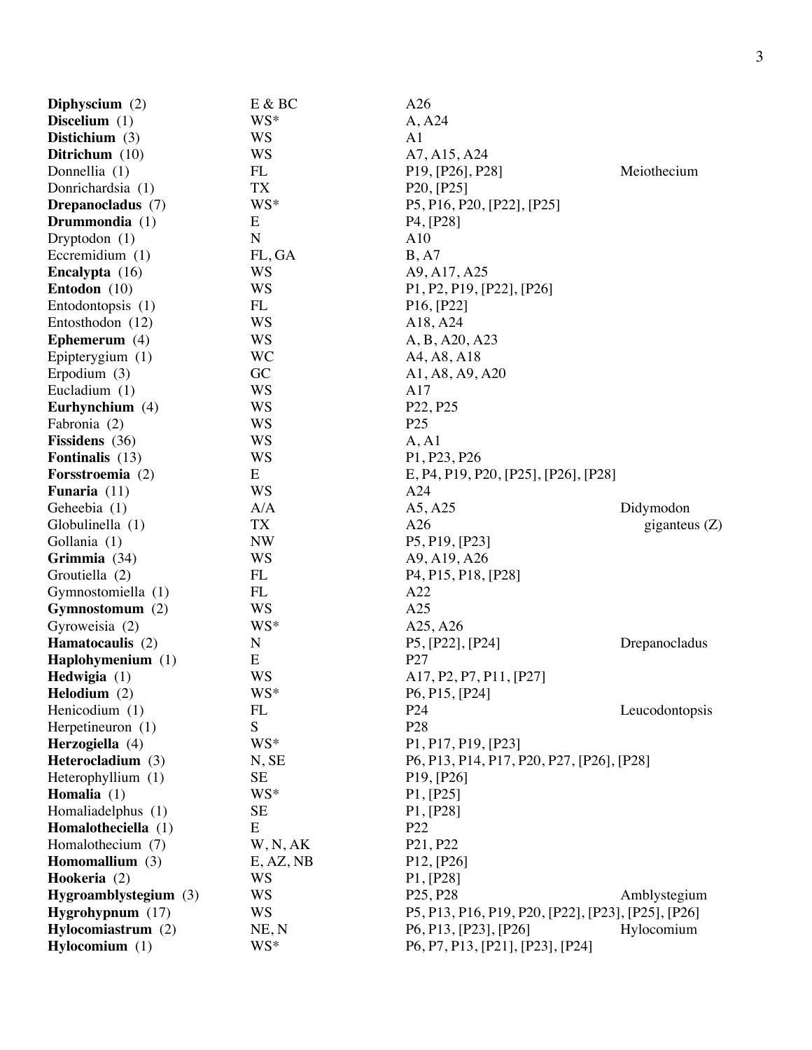| | | | |
|---|---|---|---|
| **Diphyscium** (2) | E & BC | A26 | |
| **Discelium** (1) | WS* | A, A24 | |
| **Distichium** (3) | WS | A1 | |
| **Ditrichum** (10) | WS | A7, A15, A24 | |
| Donnellia (1) | FL | P19, [P26], P28] | Meiothecium |
| Donrichardsia (1) | TX | P20, [P25] | |
| **Drepanocladus** (7) | WS* | P5, P16, P20, [P22], [P25] | |
| **Drummondia** (1) | E | P4, [P28] | |
| Dryptodon (1) | N | A10 | |
| Eccremidium (1) | FL, GA | B, A7 | |
| **Encalypta** (16) | WS | A9, A17, A25 | |
| **Entodon** (10) | WS | P1, P2, P19, [P22], [P26] | |
| Entodontopsis (1) | FL | P16, [P22] | |
| Entosthodon (12) | WS | A18, A24 | |
| **Ephemerum** (4) | WS | A, B, A20, A23 | |
| Epipterygium (1) | WC | A4, A8, A18 | |
| Erpodium (3) | GC | A1, A8, A9, A20 | |
| Eucladium (1) | WS | A17 | |
| **Eurhynchium** (4) | WS | P22, P25 | |
| Fabronia (2) | WS | P25 | |
| **Fissidens** (36) | WS | A, A1 | |
| **Fontinalis** (13) | WS | P1, P23, P26 | |
| **Forsstroemia** (2) | E | E, P4, P19, P20, [P25], [P26], [P28] | |
| **Funaria** (11) | WS | A24 | |
| Geheebia (1) | A/A | A5, A25 | Didymodon giganteus (Z) |
| Globulinella (1) | TX | A26 | |
| Gollania (1) | NW | P5, P19, [P23] | |
| **Grimmia** (34) | WS | A9, A19, A26 | |
| Groutiella (2) | FL | P4, P15, P18, [P28] | |
| Gymnostomiella (1) | FL | A22 | |
| **Gymnostomum** (2) | WS | A25 | |
| Gyroweisia (2) | WS* | A25, A26 | |
| **Hamatocaulis** (2) | N | P5, [P22], [P24] | Drepanocladus |
| **Haplohymenium** (1) | E | P27 | |
| **Hedwigia** (1) | WS | A17, P2, P7, P11, [P27] | |
| **Helodium** (2) | WS* | P6, P15, [P24] | |
| Henicodium (1) | FL | P24 | Leucodontopsis |
| Herpetineuron (1) | S | P28 | |
| **Herzogiella** (4) | WS* | P1, P17, P19, [P23] | |
| **Heterocladium** (3) | N, SE | P6, P13, P14, P17, P20, P27, [P26], [P28] | |
| Heterophyllium (1) | SE | P19, [P26] | |
| **Homalia** (1) | WS* | P1, [P25] | |
| Homaliadelphus (1) | SE | P1, [P28] | |
| **Homalotheciella** (1) | E | P22 | |
| Homalothecium (7) | W, N, AK | P21, P22 | |
| **Homomallium** (3) | E, AZ, NB | P12, [P26] | |
| **Hookeria** (2) | WS | P1, [P28] | |
| **Hygroamblystegium** (3) | WS | P25, P28 | Amblystegium |
| **Hygrohypnum** (17) | WS | P5, P13, P16, P19, P20, [P22], [P23], [P25], [P26] | |
| **Hylocomiastrum** (2) | NE, N | P6, P13, [P23], [P26] | Hylocomium |
| **Hylocomium** (1) | WS* | P6, P7, P13, [P21], [P23], [P24] | |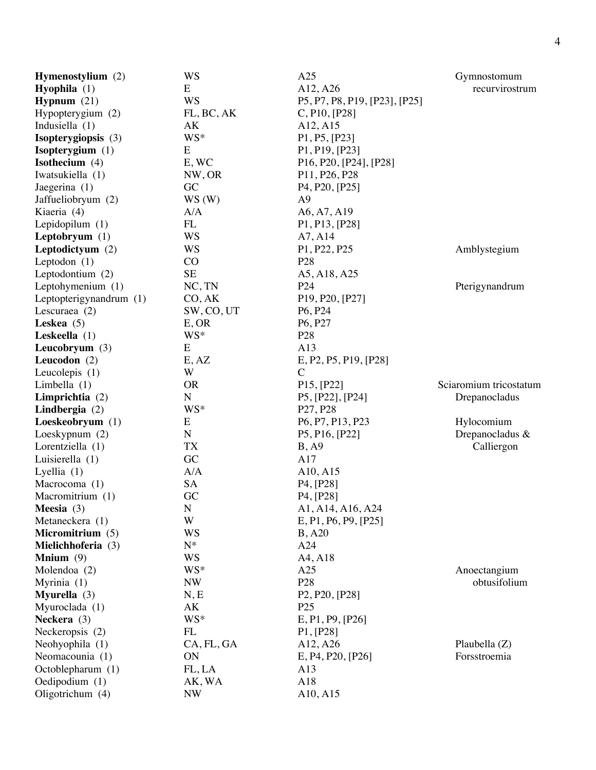| | | | |
|---|---|---|---|
| **Hymenostylium** (2) | WS | A25 | Gymnostomum recurvirostrum |
| **Hyophila** (1) | E | A12, A26 | |
| **Hypnum** (21) | WS | P5, P7, P8, P19, [P23], [P25] | |
| Hypopterygium (2) | FL, BC, AK | C, P10, [P28] | |
| Indusiella (1) | AK | A12, A15 | |
| **Isopterygiopsis** (3) | WS* | P1, P5, [P23] | |
| **Isopterygium** (1) | E | P1, P19, [P23] | |
| **Isothecium** (4) | E, WC | P16, P20, [P24], [P28] | |
| Iwatsukiella (1) | NW, OR | P11, P26, P28 | |
| Jaegerina (1) | GC | P4, P20, [P25] | |
| Jaffueliobryum (2) | WS (W) | A9 | |
| Kiaeria (4) | A/A | A6, A7, A19 | |
| Lepidopilum (1) | FL | P1, P13, [P28] | |
| **Leptobryum** (1) | WS | A7, A14 | |
| **Leptodictyum** (2) | WS | P1, P22, P25 | Amblystegium |
| Leptodon (1) | CO | P28 | |
| Leptodontium (2) | SE | A5, A18, A25 | |
| Leptohymenium (1) | NC, TN | P24 | Pterigynandrum |
| Leptopterigynandrum (1) | CO, AK | P19, P20, [P27] | |
| Lescuraea (2) | SW, CO, UT | P6, P24 | |
| **Leskea** (5) | E, OR | P6, P27 | |
| **Leskeella** (1) | WS* | P28 | |
| **Leucobryum** (3) | E | A13 | |
| **Leucodon** (2) | E, AZ | E, P2, P5, P19, [P28] | |
| Leucolepis (1) | W | C | |
| Limbella (1) | OR | P15, [P22] | Sciaromium tricostatum |
| **Limprichtia** (2) | N | P5, [P22], [P24] | Drepanocladus |
| **Lindbergia** (2) | WS* | P27, P28 | |
| **Loeskeobryum** (1) | E | P6, P7, P13, P23 | Hylocomium |
| Loeskypnum (2) | N | P5, P16, [P22] | Drepanocladus & Calliergon |
| Lorentziella (1) | TX | B, A9 | |
| Luisierella (1) | GC | A17 | |
| Lyellia (1) | A/A | A10, A15 | |
| Macrocoma (1) | SA | P4, [P28] | |
| Macromitrium (1) | GC | P4, [P28] | |
| **Meesia** (3) | N | A1, A14, A16, A24 | |
| Metaneckera (1) | W | E, P1, P6, P9, [P25] | |
| **Micromitrium** (5) | WS | B, A20 | |
| **Mielichhoferia** (3) | N* | A24 | |
| **Mnium** (9) | WS | A4, A18 | |
| Molendoa (2) | WS* | A25 | Anoectangium obtusifolium |
| Myrinia (1) | NW | P28 | |
| **Myurella** (3) | N, E | P2, P20, [P28] | |
| Myuroclada (1) | AK | P25 | |
| **Neckera** (3) | WS* | E, P1, P9, [P26] | |
| Neckeropsis (2) | FL | P1, [P28] | |
| Neohyophila (1) | CA, FL, GA | A12, A26 | Plaubella (Z) |
| Neomacounia (1) | ON | E, P4, P20, [P26] | Forsstroemia |
| Octoblepharum (1) | FL, LA | A13 | |
| Oedipodium (1) | AK, WA | A18 | |
| Oligotrichum (4) | NW | A10, A15 | |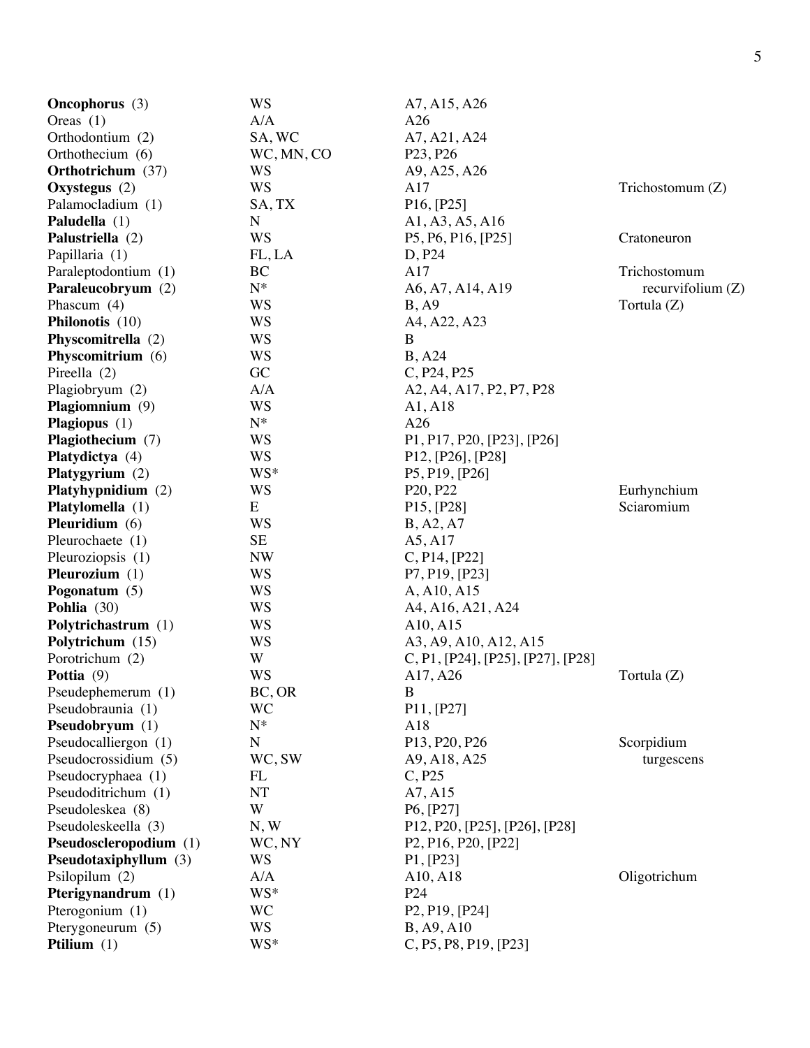| | | | |
|---|---|---|---|
| **Oncophorus** (3) | WS | A7, A15, A26 | |
| Oreas (1) | A/A | A26 | |
| Orthodontium (2) | SA, WC | A7, A21, A24 | |
| Orthothecium (6) | WC, MN, CO | P23, P26 | |
| **Orthotrichum** (37) | WS | A9, A25, A26 | |
| **Oxystegus** (2) | WS | A17 | Trichostomum (Z) |
| Palamocladium (1) | SA, TX | P16, [P25] | |
| **Paludella** (1) | N | A1, A3, A5, A16 | |
| **Palustriella** (2) | WS | P5, P6, P16, [P25] | Cratoneuron |
| Papillaria (1) | FL, LA | D, P24 | |
| Paraleptodontium (1) | BC | A17 | Trichostomum recurvifolium (Z) |
| **Paraleucobryum** (2) | N* | A6, A7, A14, A19 | |
| Phascum (4) | WS | B, A9 | Tortula (Z) |
| **Philonotis** (10) | WS | A4, A22, A23 | |
| **Physcomitrella** (2) | WS | B | |
| **Physcomitrium** (6) | WS | B, A24 | |
| Pireella (2) | GC | C, P24, P25 | |
| Plagiobryum (2) | A/A | A2, A4, A17, P2, P7, P28 | |
| **Plagiomnium** (9) | WS | A1, A18 | |
| **Plagiopus** (1) | N* | A26 | |
| **Plagiothecium** (7) | WS | P1, P17, P20, [P23], [P26] | |
| **Platydictya** (4) | WS | P12, [P26], [P28] | |
| **Platygyrium** (2) | WS* | P5, P19, [P26] | |
| **Platyhypnidium** (2) | WS | P20, P22 | Eurhynchium |
| **Platylomella** (1) | E | P15, [P28] | Sciaromium |
| **Pleuridium** (6) | WS | B, A2, A7 | |
| Pleurochaete (1) | SE | A5, A17 | |
| Pleuroziopsis (1) | NW | C, P14, [P22] | |
| **Pleurozium** (1) | WS | P7, P19, [P23] | |
| **Pogonatum** (5) | WS | A, A10, A15 | |
| **Pohlia** (30) | WS | A4, A16, A21, A24 | |
| **Polytrichastrum** (1) | WS | A10, A15 | |
| **Polytrichum** (15) | WS | A3, A9, A10, A12, A15 | |
| Porotrichum (2) | W | C, P1, [P24], [P25], [P27], [P28] | |
| **Pottia** (9) | WS | A17, A26 | Tortula (Z) |
| Pseudephemerum (1) | BC, OR | B | |
| Pseudobraunia (1) | WC | P11, [P27] | |
| **Pseudobryum** (1) | N* | A18 | |
| Pseudocalliergon (1) | N | P13, P20, P26 | Scorpidium turgescens |
| Pseudocrossidium (5) | WC, SW | A9, A18, A25 | |
| Pseudocryphaea (1) | FL | C, P25 | |
| Pseudoditrichum (1) | NT | A7, A15 | |
| Pseudoleskea (8) | W | P6, [P27] | |
| Pseudoleskeella (3) | N, W | P12, P20, [P25], [P26], [P28] | |
| **Pseudoscleropodium** (1) | WC, NY | P2, P16, P20, [P22] | |
| **Pseudotaxiphyllum** (3) | WS | P1, [P23] | |
| Psilopilum (2) | A/A | A10, A18 | Oligotrichum |
| **Pterigynandrum** (1) | WS* | P24 | |
| Pterogonium (1) | WC | P2, P19, [P24] | |
| Pterygoneurum (5) | WS | B, A9, A10 | |
| **Ptilium** (1) | WS* | C, P5, P8, P19, [P23] | |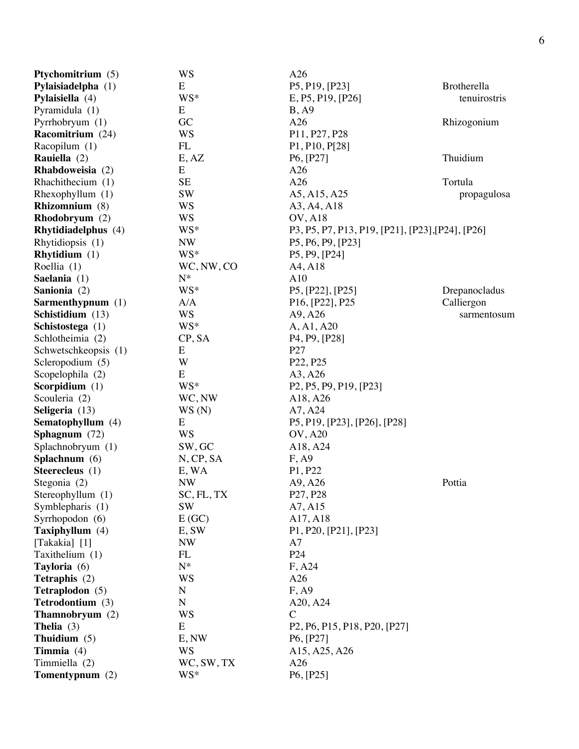| | | | |
|---|---|---|---|
| **Ptychomitrium** (5) | WS | A26 | |
| **Pylaisiadelpha** (1) | E | P5, P19, [P23] | Brotherella tenuirostris |
| **Pylaisiella** (4) | WS* | E, P5, P19, [P26] | |
| Pyramidula (1) | E | B, A9 | |
| Pyrrhobryum (1) | GC | A26 | Rhizogonium |
| **Racomitrium** (24) | WS | P11, P27, P28 | |
| Racopilum (1) | FL | P1, P10, P[28] | |
| **Rauiella** (2) | E, AZ | P6, [P27] | Thuidium |
| **Rhabdoweisia** (2) | E | A26 | |
| Rhachithecium (1) | SE | A26 | Tortula propagulosa |
| Rhexophyllum (1) | SW | A5, A15, A25 | |
| **Rhizomnium** (8) | WS | A3, A4, A18 | |
| **Rhodobryum** (2) | WS | OV, A18 | |
| **Rhytidiadelphus** (4) | WS* | P3, P5, P7, P13, P19, [P21], [P23],[P24], [P26] | |
| Rhytidiopsis (1) | NW | P5, P6, P9, [P23] | |
| **Rhytidium** (1) | WS* | P5, P9, [P24] | |
| Roellia (1) | WC, NW, CO | A4, A18 | |
| **Saelania** (1) | N* | A10 | |
| **Sanionia** (2) | WS* | P5, [P22], [P25] | Drepanocladus |
| **Sarmenthypnum** (1) | A/A | P16, [P22], P25 | Calliergon sarmentosum |
| **Schistidium** (13) | WS | A9, A26 | |
| **Schistostega** (1) | WS* | A, A1, A20 | |
| Schlotheimia (2) | CP, SA | P4, P9, [P28] | |
| Schwetschkeopsis (1) | E | P27 | |
| Scleropodium (5) | W | P22, P25 | |
| Scopelophila (2) | E | A3, A26 | |
| **Scorpidium** (1) | WS* | P2, P5, P9, P19, [P23] | |
| Scouleria (2) | WC, NW | A18, A26 | |
| **Seligeria** (13) | WS (N) | A7, A24 | |
| **Sematophyllum** (4) | E | P5, P19, [P23], [P26], [P28] | |
| **Sphagnum** (72) | WS | OV, A20 | |
| Splachnobryum (1) | SW, GC | A18, A24 | |
| **Splachnum** (6) | N, CP, SA | F, A9 | |
| **Steerecleus** (1) | E, WA | P1, P22 | |
| Stegonia (2) | NW | A9, A26 | Pottia |
| Stereophyllum (1) | SC, FL, TX | P27, P28 | |
| Symblepharis (1) | SW | A7, A15 | |
| Syrrhopodon (6) | E (GC) | A17, A18 | |
| **Taxiphyllum** (4) | E, SW | P1, P20, [P21], [P23] | |
| [Takakia] [1] | NW | A7 | |
| Taxithelium (1) | FL | P24 | |
| **Tayloria** (6) | N* | F, A24 | |
| **Tetraphis** (2) | WS | A26 | |
| **Tetraplodon** (5) | N | F, A9 | |
| **Tetrodontium** (3) | N | A20, A24 | |
| **Thamnobryum** (2) | WS | C | |
| **Thelia** (3) | E | P2, P6, P15, P18, P20, [P27] | |
| **Thuidium** (5) | E, NW | P6, [P27] | |
| **Timmia** (4) | WS | A15, A25, A26 | |
| Timmiella (2) | WC, SW, TX | A26 | |
| **Tomentypnum** (2) | WS* | P6, [P25] | |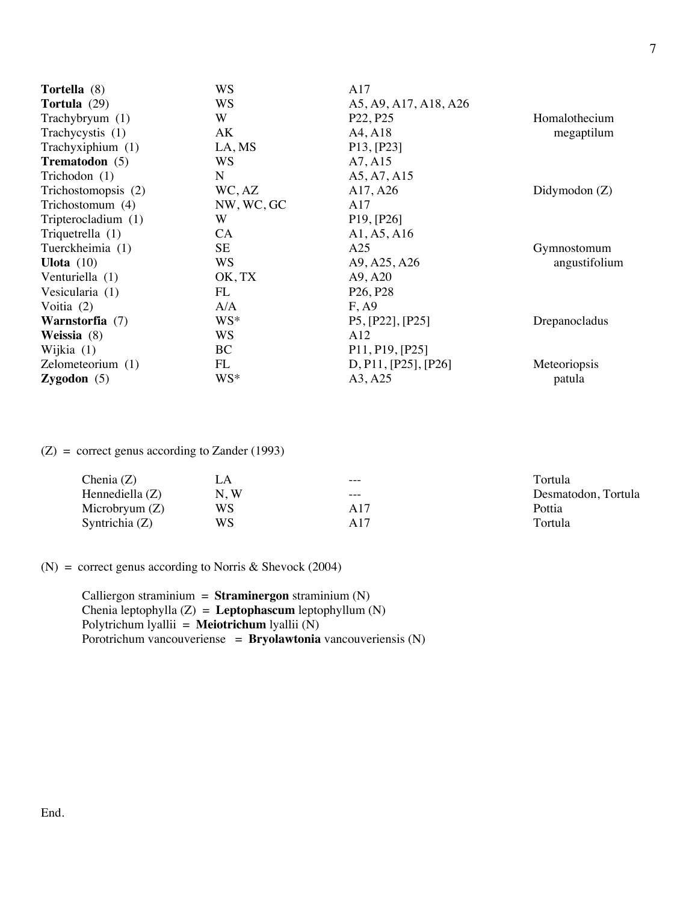| | | | |
|---|---|---|---|
| **Tortella** (8) | WS | A17 | |
| **Tortula** (29) | WS | A5, A9, A17, A18, A26 | |
| Trachybryum (1) | W | P22, P25 | Homalothecium megaptilum |
| Trachycystis (1) | AK | A4, A18 | |
| Trachyxiphium (1) | LA, MS | P13, [P23] | |
| **Trematodon** (5) | WS | A7, A15 | |
| Trichodon (1) | N | A5, A7, A15 | |
| Trichostomopsis (2) | WC, AZ | A17, A26 | Didymodon (Z) |
| Trichostomum (4) | NW, WC, GC | A17 | |
| Tripterocladium (1) | W | P19, [P26] | |
| Triquetrella (1) | CA | A1, A5, A16 | |
| Tuerckheimia (1) | SE | A25 | Gymnostomum angustifolium |
| **Ulota** (10) | WS | A9, A25, A26 | |
| Venturiella (1) | OK, TX | A9, A20 | |
| Vesicularia (1) | FL | P26, P28 | |
| Voitia (2) | A/A | F, A9 | |
| **Warnstorfia** (7) | WS* | P5, [P22], [P25] | Drepanocladus |
| **Weissia** (8) | WS | A12 | |
| Wijkia (1) | BC | P11, P19, [P25] | |
| Zelometeorium (1) | FL | D, P11, [P25], [P26] | Meteoriopsis patula |
| **Zygodon** (5) | WS* | A3, A25 | |

(Z) = correct genus according to Zander (1993)

| | | | |
|---|---|---|---|
| Chenia (Z) | LA | --- | Tortula |
| Hennediella (Z) | N, W | --- | Desmatodon, Tortula |
| Microbryum (Z) | WS | A17 | Pottia |
| Syntrichia (Z) | WS | A17 | Tortula |

(N) = correct genus according to Norris & Shevock (2004)

Calliergon straminium = **Straminergon** straminium (N)
Chenia leptophylla (Z) = **Leptophascum** leptophyllum (N)
Polytrichum lyallii = **Meiotrichum** lyallii (N)
Porotrichum vancouveriense = **Bryolawtonia** vancouveriensis (N)

End.